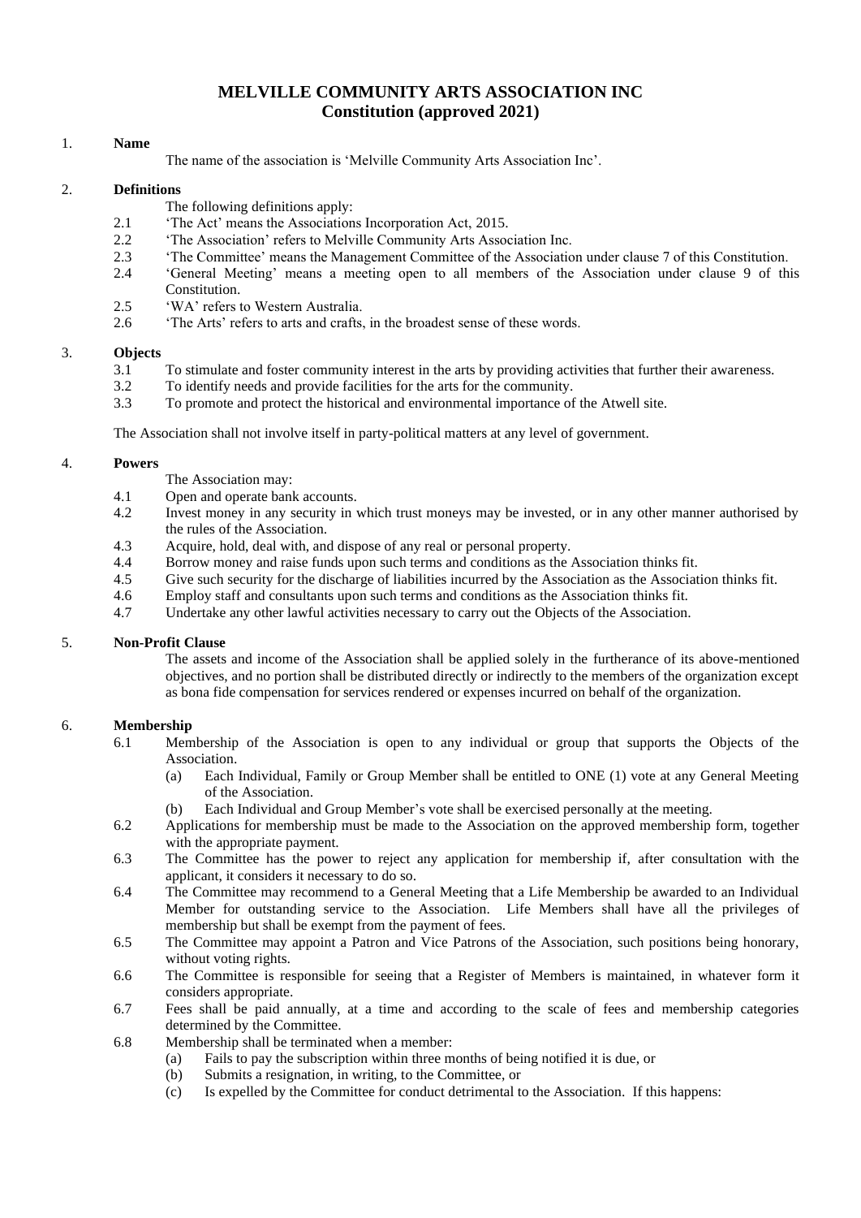# MELVILLE COMMUNITY ARTS ASSOCIATION INC
## Constitution (approved 2021)

### 1. Name

The name of the association is 'Melville Community Arts Association Inc'.

### 2. Definitions

The following definitions apply:

2.1 'The Act' means the Associations Incorporation Act, 2015.

2.2 'The Association' refers to Melville Community Arts Association Inc.

2.3 'The Committee' means the Management Committee of the Association under clause 7 of this Constitution.

2.4 'General Meeting' means a meeting open to all members of the Association under clause 9 of this Constitution.

2.5 'WA' refers to Western Australia.

2.6 'The Arts' refers to arts and crafts, in the broadest sense of these words.

### 3. Objects

3.1 To stimulate and foster community interest in the arts by providing activities that further their awareness.

3.2 To identify needs and provide facilities for the arts for the community.

3.3 To promote and protect the historical and environmental importance of the Atwell site.

The Association shall not involve itself in party-political matters at any level of government.

### 4. Powers

The Association may:

4.1 Open and operate bank accounts.

4.2 Invest money in any security in which trust moneys may be invested, or in any other manner authorised by the rules of the Association.

4.3 Acquire, hold, deal with, and dispose of any real or personal property.

4.4 Borrow money and raise funds upon such terms and conditions as the Association thinks fit.

4.5 Give such security for the discharge of liabilities incurred by the Association as the Association thinks fit.

4.6 Employ staff and consultants upon such terms and conditions as the Association thinks fit.

4.7 Undertake any other lawful activities necessary to carry out the Objects of the Association.

### 5. Non-Profit Clause

The assets and income of the Association shall be applied solely in the furtherance of its above-mentioned objectives, and no portion shall be distributed directly or indirectly to the members of the organization except as bona fide compensation for services rendered or expenses incurred on behalf of the organization.

### 6. Membership

6.1 Membership of the Association is open to any individual or group that supports the Objects of the Association.

- (a) Each Individual, Family or Group Member shall be entitled to ONE (1) vote at any General Meeting of the Association.
- (b) Each Individual and Group Member's vote shall be exercised personally at the meeting.

6.2 Applications for membership must be made to the Association on the approved membership form, together with the appropriate payment.

6.3 The Committee has the power to reject any application for membership if, after consultation with the applicant, it considers it necessary to do so.

6.4 The Committee may recommend to a General Meeting that a Life Membership be awarded to an Individual Member for outstanding service to the Association. Life Members shall have all the privileges of membership but shall be exempt from the payment of fees.

6.5 The Committee may appoint a Patron and Vice Patrons of the Association, such positions being honorary, without voting rights.

6.6 The Committee is responsible for seeing that a Register of Members is maintained, in whatever form it considers appropriate.

6.7 Fees shall be paid annually, at a time and according to the scale of fees and membership categories determined by the Committee.

6.8 Membership shall be terminated when a member:

- (a) Fails to pay the subscription within three months of being notified it is due, or
- (b) Submits a resignation, in writing, to the Committee, or
- (c) Is expelled by the Committee for conduct detrimental to the Association. If this happens: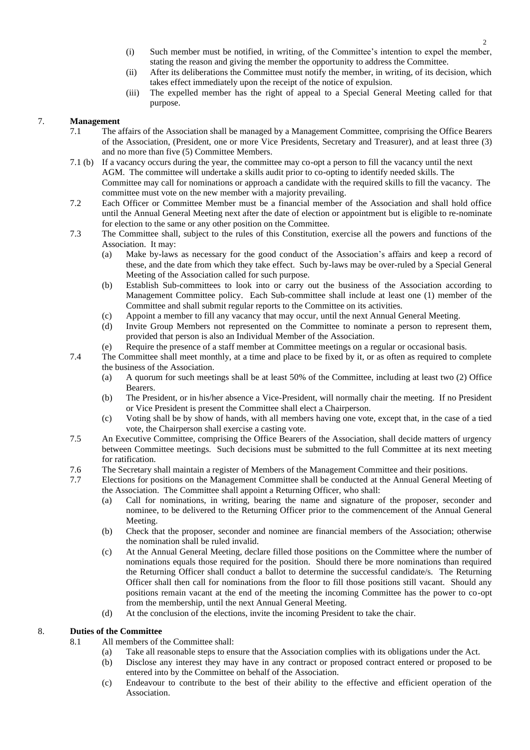(i) Such member must be notified, in writing, of the Committee's intention to expel the member, stating the reason and giving the member the opportunity to address the Committee.

(ii) After its deliberations the Committee must notify the member, in writing, of its decision, which takes effect immediately upon the receipt of the notice of expulsion.

(iii) The expelled member has the right of appeal to a Special General Meeting called for that purpose.

## 7. Management

7.1 The affairs of the Association shall be managed by a Management Committee, comprising the Office Bearers of the Association, (President, one or more Vice Presidents, Secretary and Treasurer), and at least three (3) and no more than five (5) Committee Members.

7.1 (b) If a vacancy occurs during the year, the committee may co-opt a person to fill the vacancy until the next AGM. The committee will undertake a skills audit prior to co-opting to identify needed skills. The Committee may call for nominations or approach a candidate with the required skills to fill the vacancy. The committee must vote on the new member with a majority prevailing.

7.2 Each Officer or Committee Member must be a financial member of the Association and shall hold office until the Annual General Meeting next after the date of election or appointment but is eligible to re-nominate for election to the same or any other position on the Committee.

7.3 The Committee shall, subject to the rules of this Constitution, exercise all the powers and functions of the Association. It may:

(a) Make by-laws as necessary for the good conduct of the Association's affairs and keep a record of these, and the date from which they take effect. Such by-laws may be over-ruled by a Special General Meeting of the Association called for such purpose.

(b) Establish Sub-committees to look into or carry out the business of the Association according to Management Committee policy. Each Sub-committee shall include at least one (1) member of the Committee and shall submit regular reports to the Committee on its activities.

(c) Appoint a member to fill any vacancy that may occur, until the next Annual General Meeting.

(d) Invite Group Members not represented on the Committee to nominate a person to represent them, provided that person is also an Individual Member of the Association.

(e) Require the presence of a staff member at Committee meetings on a regular or occasional basis.

7.4 The Committee shall meet monthly, at a time and place to be fixed by it, or as often as required to complete the business of the Association.

(a) A quorum for such meetings shall be at least 50% of the Committee, including at least two (2) Office Bearers.

(b) The President, or in his/her absence a Vice-President, will normally chair the meeting. If no President or Vice President is present the Committee shall elect a Chairperson.

(c) Voting shall be by show of hands, with all members having one vote, except that, in the case of a tied vote, the Chairperson shall exercise a casting vote.

7.5 An Executive Committee, comprising the Office Bearers of the Association, shall decide matters of urgency between Committee meetings. Such decisions must be submitted to the full Committee at its next meeting for ratification.

7.6 The Secretary shall maintain a register of Members of the Management Committee and their positions.

7.7 Elections for positions on the Management Committee shall be conducted at the Annual General Meeting of the Association. The Committee shall appoint a Returning Officer, who shall:

(a) Call for nominations, in writing, bearing the name and signature of the proposer, seconder and nominee, to be delivered to the Returning Officer prior to the commencement of the Annual General Meeting.

(b) Check that the proposer, seconder and nominee are financial members of the Association; otherwise the nomination shall be ruled invalid.

(c) At the Annual General Meeting, declare filled those positions on the Committee where the number of nominations equals those required for the position. Should there be more nominations than required the Returning Officer shall conduct a ballot to determine the successful candidate/s. The Returning Officer shall then call for nominations from the floor to fill those positions still vacant. Should any positions remain vacant at the end of the meeting the incoming Committee has the power to co-opt from the membership, until the next Annual General Meeting.

(d) At the conclusion of the elections, invite the incoming President to take the chair.

## 8. Duties of the Committee

8.1 All members of the Committee shall:

(a) Take all reasonable steps to ensure that the Association complies with its obligations under the Act.

(b) Disclose any interest they may have in any contract or proposed contract entered or proposed to be entered into by the Committee on behalf of the Association.

(c) Endeavour to contribute to the best of their ability to the effective and efficient operation of the Association.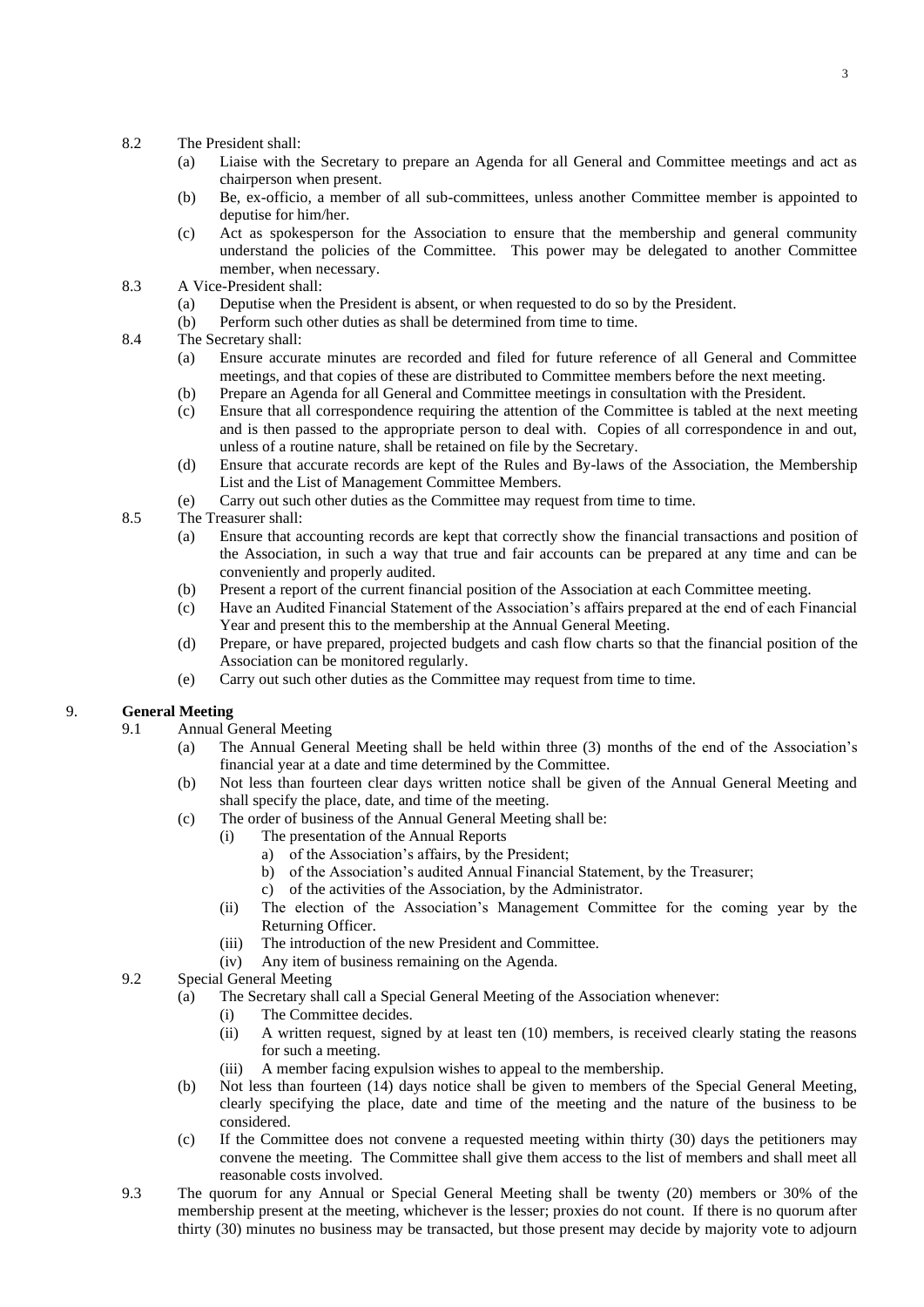8.2 The President shall:

(a) Liaise with the Secretary to prepare an Agenda for all General and Committee meetings and act as chairperson when present.

(b) Be, ex-officio, a member of all sub-committees, unless another Committee member is appointed to deputise for him/her.

(c) Act as spokesperson for the Association to ensure that the membership and general community understand the policies of the Committee. This power may be delegated to another Committee member, when necessary.

8.3 A Vice-President shall:

(a) Deputise when the President is absent, or when requested to do so by the President.

(b) Perform such other duties as shall be determined from time to time.

8.4 The Secretary shall:

(a) Ensure accurate minutes are recorded and filed for future reference of all General and Committee meetings, and that copies of these are distributed to Committee members before the next meeting.

(b) Prepare an Agenda for all General and Committee meetings in consultation with the President.

(c) Ensure that all correspondence requiring the attention of the Committee is tabled at the next meeting and is then passed to the appropriate person to deal with. Copies of all correspondence in and out, unless of a routine nature, shall be retained on file by the Secretary.

(d) Ensure that accurate records are kept of the Rules and By-laws of the Association, the Membership List and the List of Management Committee Members.

(e) Carry out such other duties as the Committee may request from time to time.

8.5 The Treasurer shall:

(a) Ensure that accounting records are kept that correctly show the financial transactions and position of the Association, in such a way that true and fair accounts can be prepared at any time and can be conveniently and properly audited.

(b) Present a report of the current financial position of the Association at each Committee meeting.

(c) Have an Audited Financial Statement of the Association's affairs prepared at the end of each Financial Year and present this to the membership at the Annual General Meeting.

(d) Prepare, or have prepared, projected budgets and cash flow charts so that the financial position of the Association can be monitored regularly.

(e) Carry out such other duties as the Committee may request from time to time.

## 9. **General Meeting**

9.1 Annual General Meeting

(a) The Annual General Meeting shall be held within three (3) months of the end of the Association's financial year at a date and time determined by the Committee.

(b) Not less than fourteen clear days written notice shall be given of the Annual General Meeting and shall specify the place, date, and time of the meeting.

(c) The order of business of the Annual General Meeting shall be:

(i) The presentation of the Annual Reports

a) of the Association's affairs, by the President;

b) of the Association's audited Annual Financial Statement, by the Treasurer;

c) of the activities of the Association, by the Administrator.

(ii) The election of the Association's Management Committee for the coming year by the Returning Officer.

(iii) The introduction of the new President and Committee.

(iv) Any item of business remaining on the Agenda.

9.2 Special General Meeting

(a) The Secretary shall call a Special General Meeting of the Association whenever:

(i) The Committee decides.

(ii) A written request, signed by at least ten (10) members, is received clearly stating the reasons for such a meeting.

(iii) A member facing expulsion wishes to appeal to the membership.

(b) Not less than fourteen (14) days notice shall be given to members of the Special General Meeting, clearly specifying the place, date and time of the meeting and the nature of the business to be considered.

(c) If the Committee does not convene a requested meeting within thirty (30) days the petitioners may convene the meeting. The Committee shall give them access to the list of members and shall meet all reasonable costs involved.

9.3 The quorum for any Annual or Special General Meeting shall be twenty (20) members or 30% of the membership present at the meeting, whichever is the lesser; proxies do not count. If there is no quorum after thirty (30) minutes no business may be transacted, but those present may decide by majority vote to adjourn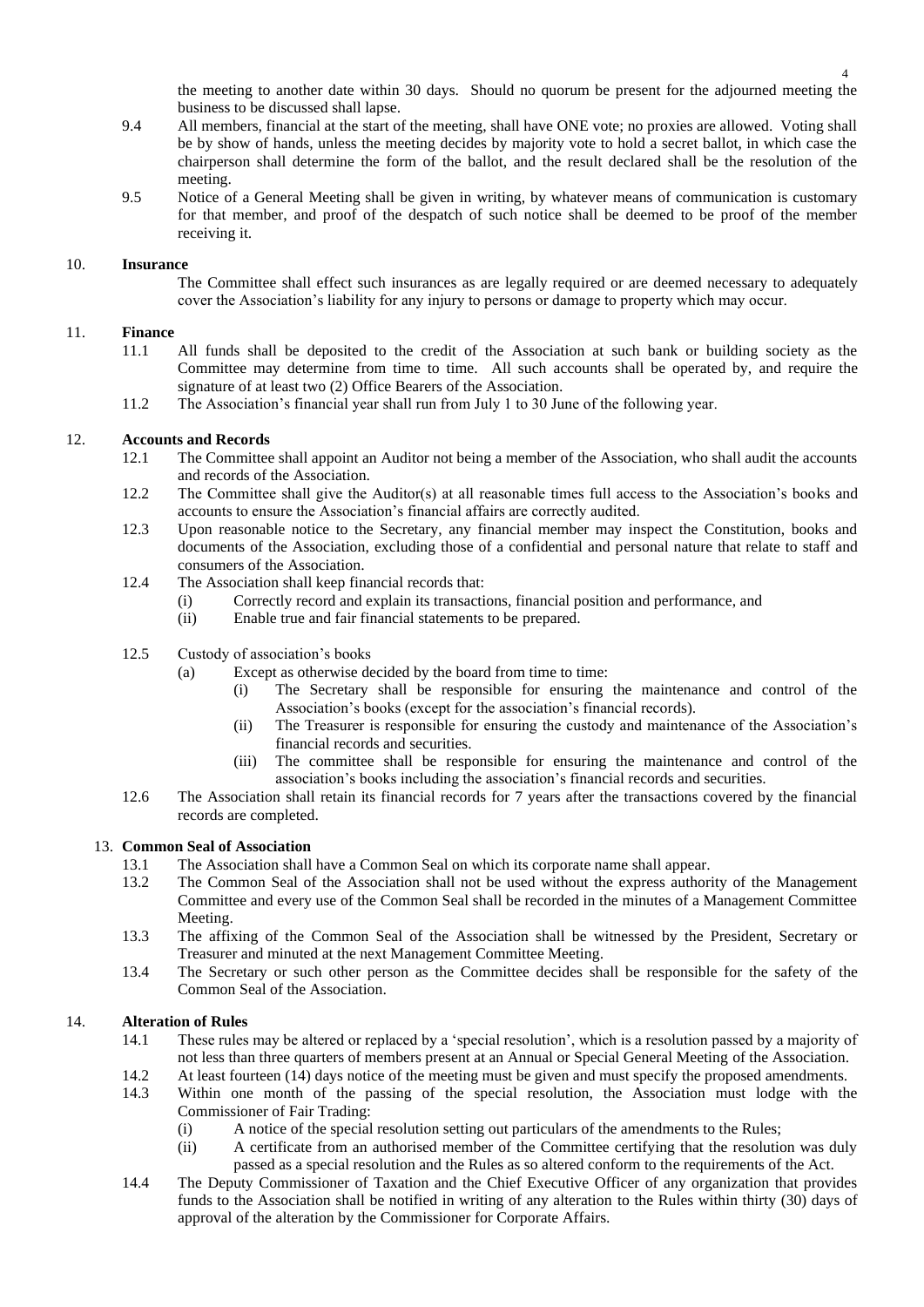the meeting to another date within 30 days. Should no quorum be present for the adjourned meeting the business to be discussed shall lapse.

9.4 All members, financial at the start of the meeting, shall have ONE vote; no proxies are allowed. Voting shall be by show of hands, unless the meeting decides by majority vote to hold a secret ballot, in which case the chairperson shall determine the form of the ballot, and the result declared shall be the resolution of the meeting.

9.5 Notice of a General Meeting shall be given in writing, by whatever means of communication is customary for that member, and proof of the despatch of such notice shall be deemed to be proof of the member receiving it.

## 10. Insurance

The Committee shall effect such insurances as are legally required or are deemed necessary to adequately cover the Association's liability for any injury to persons or damage to property which may occur.

## 11. Finance

11.1 All funds shall be deposited to the credit of the Association at such bank or building society as the Committee may determine from time to time. All such accounts shall be operated by, and require the signature of at least two (2) Office Bearers of the Association.

11.2 The Association's financial year shall run from July 1 to 30 June of the following year.

## 12. Accounts and Records

12.1 The Committee shall appoint an Auditor not being a member of the Association, who shall audit the accounts and records of the Association.

12.2 The Committee shall give the Auditor(s) at all reasonable times full access to the Association's books and accounts to ensure the Association's financial affairs are correctly audited.

12.3 Upon reasonable notice to the Secretary, any financial member may inspect the Constitution, books and documents of the Association, excluding those of a confidential and personal nature that relate to staff and consumers of the Association.

12.4 The Association shall keep financial records that:

- (i) Correctly record and explain its transactions, financial position and performance, and
- (ii) Enable true and fair financial statements to be prepared.

12.5 Custody of association's books

- (a) Except as otherwise decided by the board from time to time:
  - (i) The Secretary shall be responsible for ensuring the maintenance and control of the Association's books (except for the association's financial records).
  - (ii) The Treasurer is responsible for ensuring the custody and maintenance of the Association's financial records and securities.
  - (iii) The committee shall be responsible for ensuring the maintenance and control of the association's books including the association's financial records and securities.

12.6 The Association shall retain its financial records for 7 years after the transactions covered by the financial records are completed.

## 13. Common Seal of Association

13.1 The Association shall have a Common Seal on which its corporate name shall appear.

13.2 The Common Seal of the Association shall not be used without the express authority of the Management Committee and every use of the Common Seal shall be recorded in the minutes of a Management Committee Meeting.

13.3 The affixing of the Common Seal of the Association shall be witnessed by the President, Secretary or Treasurer and minuted at the next Management Committee Meeting.

13.4 The Secretary or such other person as the Committee decides shall be responsible for the safety of the Common Seal of the Association.

## 14. Alteration of Rules

14.1 These rules may be altered or replaced by a 'special resolution', which is a resolution passed by a majority of not less than three quarters of members present at an Annual or Special General Meeting of the Association.

14.2 At least fourteen (14) days notice of the meeting must be given and must specify the proposed amendments.

14.3 Within one month of the passing of the special resolution, the Association must lodge with the Commissioner of Fair Trading:

- (i) A notice of the special resolution setting out particulars of the amendments to the Rules;
- (ii) A certificate from an authorised member of the Committee certifying that the resolution was duly passed as a special resolution and the Rules as so altered conform to the requirements of the Act.

14.4 The Deputy Commissioner of Taxation and the Chief Executive Officer of any organization that provides funds to the Association shall be notified in writing of any alteration to the Rules within thirty (30) days of approval of the alteration by the Commissioner for Corporate Affairs.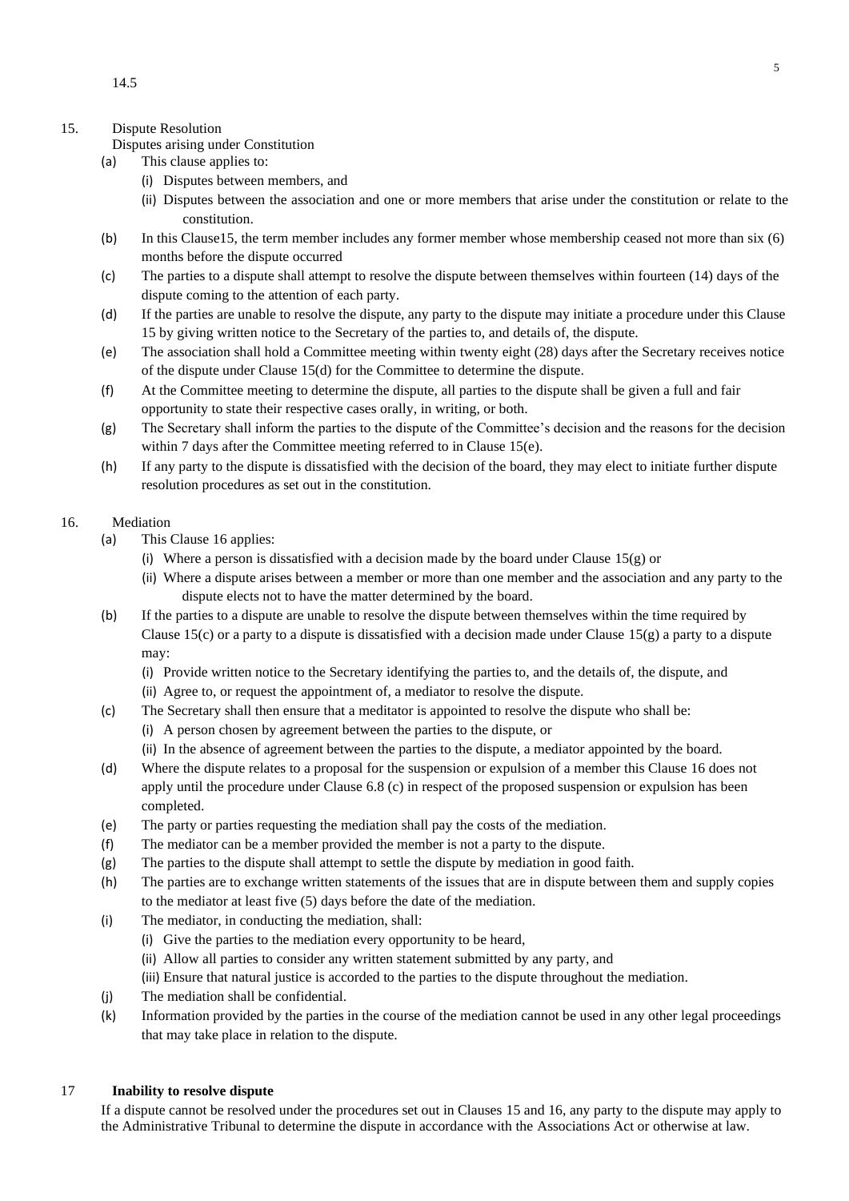14.5

## 15. Dispute Resolution

Disputes arising under Constitution

(a) This clause applies to:
   (i) Disputes between members, and
   (ii) Disputes between the association and one or more members that arise under the constitution or relate to the constitution.

(b) In this Clause15, the term member includes any former member whose membership ceased not more than six (6) months before the dispute occurred

(c) The parties to a dispute shall attempt to resolve the dispute between themselves within fourteen (14) days of the dispute coming to the attention of each party.

(d) If the parties are unable to resolve the dispute, any party to the dispute may initiate a procedure under this Clause 15 by giving written notice to the Secretary of the parties to, and details of, the dispute.

(e) The association shall hold a Committee meeting within twenty eight (28) days after the Secretary receives notice of the dispute under Clause 15(d) for the Committee to determine the dispute.

(f) At the Committee meeting to determine the dispute, all parties to the dispute shall be given a full and fair opportunity to state their respective cases orally, in writing, or both.

(g) The Secretary shall inform the parties to the dispute of the Committee's decision and the reasons for the decision within 7 days after the Committee meeting referred to in Clause 15(e).

(h) If any party to the dispute is dissatisfied with the decision of the board, they may elect to initiate further dispute resolution procedures as set out in the constitution.

## 16. Mediation

(a) This Clause 16 applies:
   (i) Where a person is dissatisfied with a decision made by the board under Clause 15(g) or
   (ii) Where a dispute arises between a member or more than one member and the association and any party to the dispute elects not to have the matter determined by the board.

(b) If the parties to a dispute are unable to resolve the dispute between themselves within the time required by Clause 15(c) or a party to a dispute is dissatisfied with a decision made under Clause 15(g) a party to a dispute may:
   (i) Provide written notice to the Secretary identifying the parties to, and the details of, the dispute, and
   (ii) Agree to, or request the appointment of, a mediator to resolve the dispute.

(c) The Secretary shall then ensure that a meditator is appointed to resolve the dispute who shall be:
   (i) A person chosen by agreement between the parties to the dispute, or
   (ii) In the absence of agreement between the parties to the dispute, a mediator appointed by the board.

(d) Where the dispute relates to a proposal for the suspension or expulsion of a member this Clause 16 does not apply until the procedure under Clause 6.8 (c) in respect of the proposed suspension or expulsion has been completed.

(e) The party or parties requesting the mediation shall pay the costs of the mediation.

(f) The mediator can be a member provided the member is not a party to the dispute.

(g) The parties to the dispute shall attempt to settle the dispute by mediation in good faith.

(h) The parties are to exchange written statements of the issues that are in dispute between them and supply copies to the mediator at least five (5) days before the date of the mediation.

(i) The mediator, in conducting the mediation, shall:
   (i) Give the parties to the mediation every opportunity to be heard,
   (ii) Allow all parties to consider any written statement submitted by any party, and
   (iii) Ensure that natural justice is accorded to the parties to the dispute throughout the mediation.

(j) The mediation shall be confidential.

(k) Information provided by the parties in the course of the mediation cannot be used in any other legal proceedings that may take place in relation to the dispute.

## 17 **Inability to resolve dispute**

If a dispute cannot be resolved under the procedures set out in Clauses 15 and 16, any party to the dispute may apply to the Administrative Tribunal to determine the dispute in accordance with the Associations Act or otherwise at law.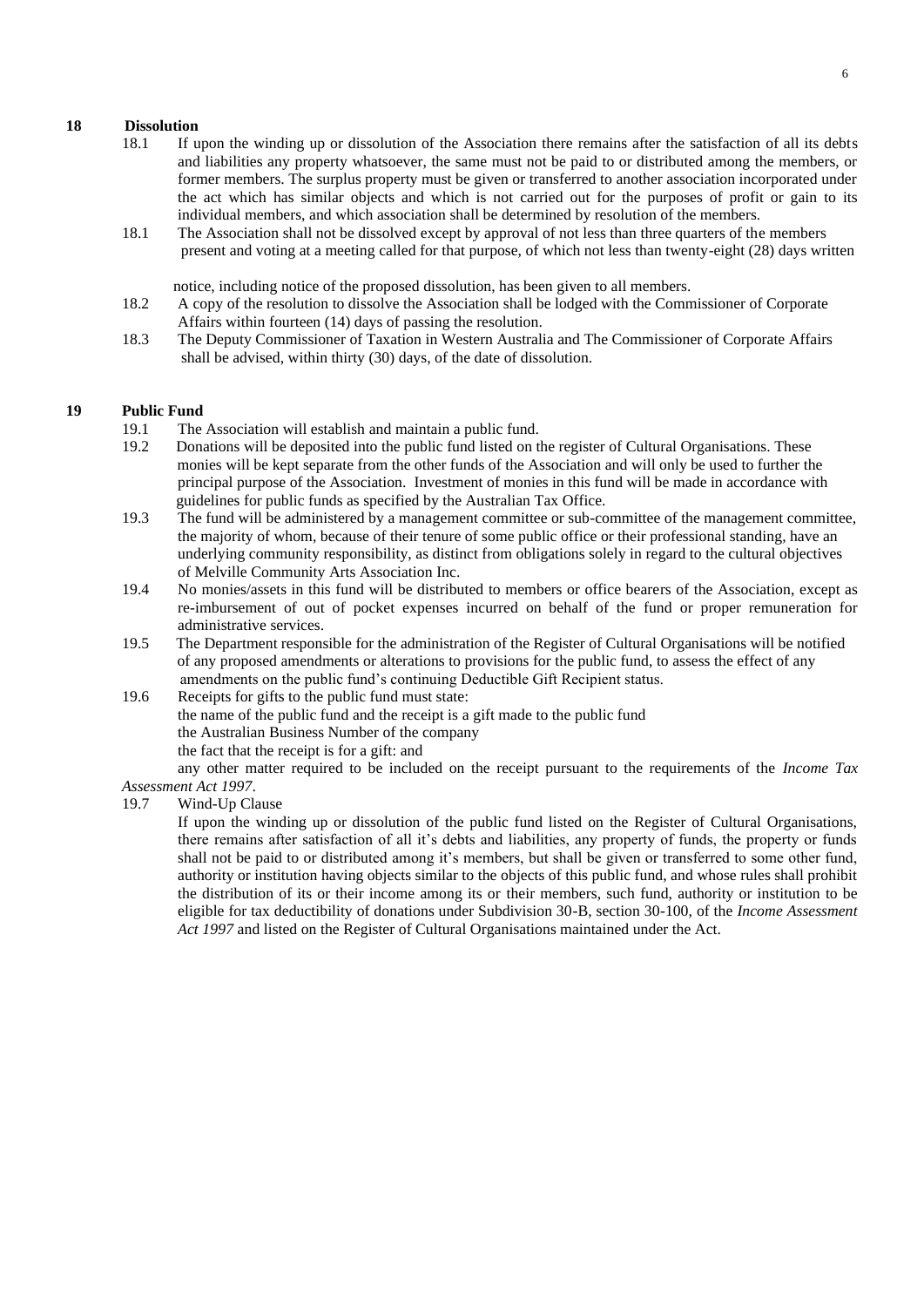## 18 Dissolution

18.1 If upon the winding up or dissolution of the Association there remains after the satisfaction of all its debts and liabilities any property whatsoever, the same must not be paid to or distributed among the members, or former members. The surplus property must be given or transferred to another association incorporated under the act which has similar objects and which is not carried out for the purposes of profit or gain to its individual members, and which association shall be determined by resolution of the members.

18.1 The Association shall not be dissolved except by approval of not less than three quarters of the members present and voting at a meeting called for that purpose, of which not less than twenty-eight (28) days written notice, including notice of the proposed dissolution, has been given to all members.

18.2 A copy of the resolution to dissolve the Association shall be lodged with the Commissioner of Corporate Affairs within fourteen (14) days of passing the resolution.

18.3 The Deputy Commissioner of Taxation in Western Australia and The Commissioner of Corporate Affairs shall be advised, within thirty (30) days, of the date of dissolution.

## 19 Public Fund

19.1 The Association will establish and maintain a public fund.

19.2 Donations will be deposited into the public fund listed on the register of Cultural Organisations. These monies will be kept separate from the other funds of the Association and will only be used to further the principal purpose of the Association. Investment of monies in this fund will be made in accordance with guidelines for public funds as specified by the Australian Tax Office.

19.3 The fund will be administered by a management committee or sub-committee of the management committee, the majority of whom, because of their tenure of some public office or their professional standing, have an underlying community responsibility, as distinct from obligations solely in regard to the cultural objectives of Melville Community Arts Association Inc.

19.4 No monies/assets in this fund will be distributed to members or office bearers of the Association, except as re-imbursement of out of pocket expenses incurred on behalf of the fund or proper remuneration for administrative services.

19.5 The Department responsible for the administration of the Register of Cultural Organisations will be notified of any proposed amendments or alterations to provisions for the public fund, to assess the effect of any amendments on the public fund's continuing Deductible Gift Recipient status.

19.6 Receipts for gifts to the public fund must state:

the name of the public fund and the receipt is a gift made to the public fund
the Australian Business Number of the company
the fact that the receipt is for a gift: and
any other matter required to be included on the receipt pursuant to the requirements of the *Income Tax Assessment Act 1997*.

19.7 Wind-Up Clause

If upon the winding up or dissolution of the public fund listed on the Register of Cultural Organisations, there remains after satisfaction of all it's debts and liabilities, any property of funds, the property or funds shall not be paid to or distributed among it's members, but shall be given or transferred to some other fund, authority or institution having objects similar to the objects of this public fund, and whose rules shall prohibit the distribution of its or their income among its or their members, such fund, authority or institution to be eligible for tax deductibility of donations under Subdivision 30-B, section 30-100, of the *Income Assessment Act 1997* and listed on the Register of Cultural Organisations maintained under the Act.